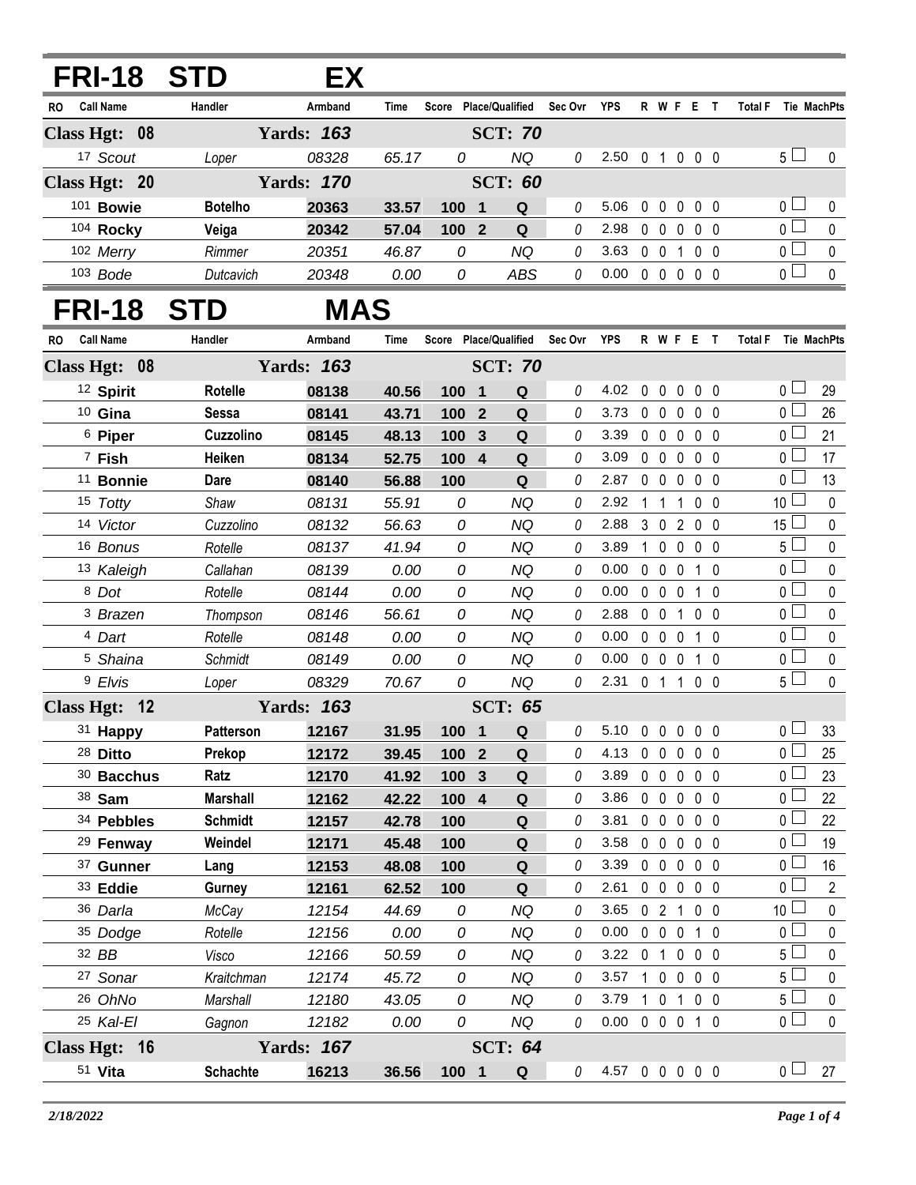## FRI-18 STD EX

| RO | Call Name | Handler | Armband | Time | Score | Place/Qualified | | Sec Ovr | YPS | R | W | F | E | T | Total F | Tie | MachPts |
|---|---|---|---|---|---|---|---|---|---|---|---|---|---|---|---|---|---|
| **Class Hgt: 08** | | **Yards: 163** | | | | **SCT: 70** | | | | | | | | | | | |
| 17 | Scout | Loper | 08328 | 65.17 | 0 | | NQ | 0 | 2.50 | 0 | 1 | 0 | 0 | 0 | 5 | ☐ | 0 |
| **Class Hgt: 20** | | **Yards: 170** | | | | **SCT: 60** | | | | | | | | | | | |
| 101 | **Bowie** | **Botelho** | **20363** | **33.57** | **100** | **1** | **Q** | 0 | 5.06 | 0 | 0 | 0 | 0 | 0 | 0 | ☐ | 0 |
| 104 | **Rocky** | **Veiga** | **20342** | **57.04** | **100** | **2** | **Q** | 0 | 2.98 | 0 | 0 | 0 | 0 | 0 | 0 | ☐ | 0 |
| 102 | Merry | Rimmer | 20351 | 46.87 | 0 | | NQ | 0 | 3.63 | 0 | 0 | 1 | 0 | 0 | 0 | ☐ | 0 |
| 103 | Bode | Dutcavich | 20348 | 0.00 | 0 | | ABS | 0 | 0.00 | 0 | 0 | 0 | 0 | 0 | 0 | ☐ | 0 |

## FRI-18 STD MAS

| RO | Call Name | Handler | Armband | Time | Score | Place/Qualified | | Sec Ovr | YPS | R | W | F | E | T | Total F | Tie | MachPts |
|---|---|---|---|---|---|---|---|---|---|---|---|---|---|---|---|---|---|
| **Class Hgt: 08** | | **Yards: 163** | | | | **SCT: 70** | | | | | | | | | | | |
| 12 | **Spirit** | **Rotelle** | **08138** | **40.56** | **100** | **1** | **Q** | 0 | 4.02 | 0 | 0 | 0 | 0 | 0 | 0 | ☐ | 29 |
| 10 | **Gina** | **Sessa** | **08141** | **43.71** | **100** | **2** | **Q** | 0 | 3.73 | 0 | 0 | 0 | 0 | 0 | 0 | ☐ | 26 |
| 6 | **Piper** | **Cuzzolino** | **08145** | **48.13** | **100** | **3** | **Q** | 0 | 3.39 | 0 | 0 | 0 | 0 | 0 | 0 | ☐ | 21 |
| 7 | **Fish** | **Heiken** | **08134** | **52.75** | **100** | **4** | **Q** | 0 | 3.09 | 0 | 0 | 0 | 0 | 0 | 0 | ☐ | 17 |
| 11 | **Bonnie** | **Dare** | **08140** | **56.88** | **100** | | **Q** | 0 | 2.87 | 0 | 0 | 0 | 0 | 0 | 0 | ☐ | 13 |
| 15 | Totty | Shaw | 08131 | 55.91 | 0 | | NQ | 0 | 2.92 | 1 | 1 | 1 | 0 | 0 | 10 | ☐ | 0 |
| 14 | Victor | Cuzzolino | 08132 | 56.63 | 0 | | NQ | 0 | 2.88 | 3 | 0 | 2 | 0 | 0 | 15 | ☐ | 0 |
| 16 | Bonus | Rotelle | 08137 | 41.94 | 0 | | NQ | 0 | 3.89 | 1 | 0 | 0 | 0 | 0 | 5 | ☐ | 0 |
| 13 | Kaleigh | Callahan | 08139 | 0.00 | 0 | | NQ | 0 | 0.00 | 0 | 0 | 0 | 1 | 0 | 0 | ☐ | 0 |
| 8 | Dot | Rotelle | 08144 | 0.00 | 0 | | NQ | 0 | 0.00 | 0 | 0 | 0 | 1 | 0 | 0 | ☐ | 0 |
| 3 | Brazen | Thompson | 08146 | 56.61 | 0 | | NQ | 0 | 2.88 | 0 | 0 | 1 | 0 | 0 | 0 | ☐ | 0 |
| 4 | Dart | Rotelle | 08148 | 0.00 | 0 | | NQ | 0 | 0.00 | 0 | 0 | 0 | 1 | 0 | 0 | ☐ | 0 |
| 5 | Shaina | Schmidt | 08149 | 0.00 | 0 | | NQ | 0 | 0.00 | 0 | 0 | 0 | 1 | 0 | 0 | ☐ | 0 |
| 9 | Elvis | Loper | 08329 | 70.67 | 0 | | NQ | 0 | 2.31 | 0 | 1 | 1 | 0 | 0 | 5 | ☐ | 0 |
| **Class Hgt: 12** | | **Yards: 163** | | | | **SCT: 65** | | | | | | | | | | | |
| 31 | **Happy** | **Patterson** | **12167** | **31.95** | **100** | **1** | **Q** | 0 | 5.10 | 0 | 0 | 0 | 0 | 0 | 0 | ☐ | 33 |
| 28 | **Ditto** | **Prekop** | **12172** | **39.45** | **100** | **2** | **Q** | 0 | 4.13 | 0 | 0 | 0 | 0 | 0 | 0 | ☐ | 25 |
| 30 | **Bacchus** | **Ratz** | **12170** | **41.92** | **100** | **3** | **Q** | 0 | 3.89 | 0 | 0 | 0 | 0 | 0 | 0 | ☐ | 23 |
| 38 | **Sam** | **Marshall** | **12162** | **42.22** | **100** | **4** | **Q** | 0 | 3.86 | 0 | 0 | 0 | 0 | 0 | 0 | ☐ | 22 |
| 34 | **Pebbles** | **Schmidt** | **12157** | **42.78** | **100** | | **Q** | 0 | 3.81 | 0 | 0 | 0 | 0 | 0 | 0 | ☐ | 22 |
| 29 | **Fenway** | **Weindel** | **12171** | **45.48** | **100** | | **Q** | 0 | 3.58 | 0 | 0 | 0 | 0 | 0 | 0 | ☐ | 19 |
| 37 | **Gunner** | **Lang** | **12153** | **48.08** | **100** | | **Q** | 0 | 3.39 | 0 | 0 | 0 | 0 | 0 | 0 | ☐ | 16 |
| 33 | **Eddie** | **Gurney** | **12161** | **62.52** | **100** | | **Q** | 0 | 2.61 | 0 | 0 | 0 | 0 | 0 | 0 | ☐ | 2 |
| 36 | Darla | McCay | 12154 | 44.69 | 0 | | NQ | 0 | 3.65 | 0 | 2 | 1 | 0 | 0 | 10 | ☐ | 0 |
| 35 | Dodge | Rotelle | 12156 | 0.00 | 0 | | NQ | 0 | 0.00 | 0 | 0 | 0 | 1 | 0 | 0 | ☐ | 0 |
| 32 | BB | Visco | 12166 | 50.59 | 0 | | NQ | 0 | 3.22 | 0 | 1 | 0 | 0 | 0 | 5 | ☐ | 0 |
| 27 | Sonar | Kraitchman | 12174 | 45.72 | 0 | | NQ | 0 | 3.57 | 1 | 0 | 0 | 0 | 0 | 5 | ☐ | 0 |
| 26 | OhNo | Marshall | 12180 | 43.05 | 0 | | NQ | 0 | 3.79 | 1 | 0 | 1 | 0 | 0 | 5 | ☐ | 0 |
| 25 | Kal-El | Gagnon | 12182 | 0.00 | 0 | | NQ | 0 | 0.00 | 0 | 0 | 0 | 1 | 0 | 0 | ☐ | 0 |
| **Class Hgt: 16** | | **Yards: 167** | | | | **SCT: 64** | | | | | | | | | | | |
| 51 | **Vita** | **Schachte** | **16213** | **36.56** | **100** | **1** | **Q** | 0 | 4.57 | 0 | 0 | 0 | 0 | 0 | 0 | ☐ | 27 |

*2/18/2022*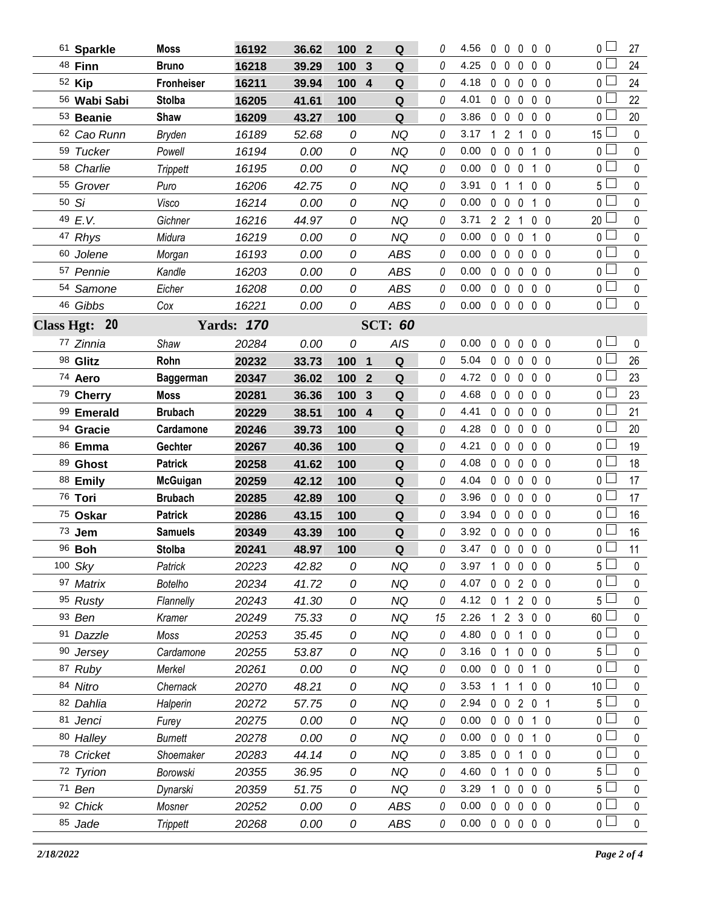| | | | | | | | | | | | | | | | |
|---|---|---|---|---|---|---|---|---|---|---|---|---|---|---|---|
| 61 **Sparkle** | **Moss** | **16192** | **36.62** | **100** | **2** | **Q** | 0 | 4.56 | 0 | 0 | 0 | 0 | 0 | 0 | 27 |
| 48 **Finn** | **Bruno** | **16218** | **39.29** | **100** | **3** | **Q** | 0 | 4.25 | 0 | 0 | 0 | 0 | 0 | 0 | 24 |
| 52 **Kip** | **Fronheiser** | **16211** | **39.94** | **100** | **4** | **Q** | 0 | 4.18 | 0 | 0 | 0 | 0 | 0 | 0 | 24 |
| 56 **Wabi Sabi** | **Stolba** | **16205** | **41.61** | **100** | | **Q** | 0 | 4.01 | 0 | 0 | 0 | 0 | 0 | 0 | 22 |
| 53 **Beanie** | **Shaw** | **16209** | **43.27** | **100** | | **Q** | 0 | 3.86 | 0 | 0 | 0 | 0 | 0 | 0 | 20 |
| 62 *Cao Runn* | *Bryden* | *16189* | *52.68* | *0* | | *NQ* | 0 | 3.17 | 1 | 2 | 1 | 0 | 0 | 15 | 0 |
| 59 *Tucker* | *Powell* | *16194* | *0.00* | *0* | | *NQ* | 0 | 0.00 | 0 | 0 | 0 | 1 | 0 | 0 | 0 |
| 58 *Charlie* | *Trippett* | *16195* | *0.00* | *0* | | *NQ* | 0 | 0.00 | 0 | 0 | 0 | 1 | 0 | 0 | 0 |
| 55 *Grover* | *Puro* | *16206* | *42.75* | *0* | | *NQ* | 0 | 3.91 | 0 | 1 | 1 | 0 | 0 | 5 | 0 |
| 50 *Si* | *Visco* | *16214* | *0.00* | *0* | | *NQ* | 0 | 0.00 | 0 | 0 | 0 | 1 | 0 | 0 | 0 |
| 49 *E.V.* | *Gichner* | *16216* | *44.97* | *0* | | *NQ* | 0 | 3.71 | 2 | 2 | 1 | 0 | 0 | 20 | 0 |
| 47 *Rhys* | *Midura* | *16219* | *0.00* | *0* | | *NQ* | 0 | 0.00 | 0 | 0 | 0 | 1 | 0 | 0 | 0 |
| 60 *Jolene* | *Morgan* | *16193* | *0.00* | *0* | | *ABS* | 0 | 0.00 | 0 | 0 | 0 | 0 | 0 | 0 | 0 |
| 57 *Pennie* | *Kandle* | *16203* | *0.00* | *0* | | *ABS* | 0 | 0.00 | 0 | 0 | 0 | 0 | 0 | 0 | 0 |
| 54 *Samone* | *Eicher* | *16208* | *0.00* | *0* | | *ABS* | 0 | 0.00 | 0 | 0 | 0 | 0 | 0 | 0 | 0 |
| 46 *Gibbs* | *Cox* | *16221* | *0.00* | *0* | | *ABS* | 0 | 0.00 | 0 | 0 | 0 | 0 | 0 | 0 | 0 |
| **Class Hgt: 20** | | **Yards: *170*** | | | | **SCT: *60*** | | | | | | | | | |
| 77 *Zinnia* | *Shaw* | *20284* | *0.00* | *0* | | *AIS* | 0 | 0.00 | 0 | 0 | 0 | 0 | 0 | 0 | 0 |
| 98 **Glitz** | **Rohn** | **20232** | **33.73** | **100** | **1** | **Q** | 0 | 5.04 | 0 | 0 | 0 | 0 | 0 | 0 | 26 |
| 74 **Aero** | **Baggerman** | **20347** | **36.02** | **100** | **2** | **Q** | 0 | 4.72 | 0 | 0 | 0 | 0 | 0 | 0 | 23 |
| 79 **Cherry** | **Moss** | **20281** | **36.36** | **100** | **3** | **Q** | 0 | 4.68 | 0 | 0 | 0 | 0 | 0 | 0 | 23 |
| 99 **Emerald** | **Brubach** | **20229** | **38.51** | **100** | **4** | **Q** | 0 | 4.41 | 0 | 0 | 0 | 0 | 0 | 0 | 21 |
| 94 **Gracie** | **Cardamone** | **20246** | **39.73** | **100** | | **Q** | 0 | 4.28 | 0 | 0 | 0 | 0 | 0 | 0 | 20 |
| 86 **Emma** | **Gechter** | **20267** | **40.36** | **100** | | **Q** | 0 | 4.21 | 0 | 0 | 0 | 0 | 0 | 0 | 19 |
| 89 **Ghost** | **Patrick** | **20258** | **41.62** | **100** | | **Q** | 0 | 4.08 | 0 | 0 | 0 | 0 | 0 | 0 | 18 |
| 88 **Emily** | **McGuigan** | **20259** | **42.12** | **100** | | **Q** | 0 | 4.04 | 0 | 0 | 0 | 0 | 0 | 0 | 17 |
| 76 **Tori** | **Brubach** | **20285** | **42.89** | **100** | | **Q** | 0 | 3.96 | 0 | 0 | 0 | 0 | 0 | 0 | 17 |
| 75 **Oskar** | **Patrick** | **20286** | **43.15** | **100** | | **Q** | 0 | 3.94 | 0 | 0 | 0 | 0 | 0 | 0 | 16 |
| 73 **Jem** | **Samuels** | **20349** | **43.39** | **100** | | **Q** | 0 | 3.92 | 0 | 0 | 0 | 0 | 0 | 0 | 16 |
| 96 **Boh** | **Stolba** | **20241** | **48.97** | **100** | | **Q** | 0 | 3.47 | 0 | 0 | 0 | 0 | 0 | 0 | 11 |
| 100 *Sky* | *Patrick* | *20223* | *42.82* | *0* | | *NQ* | 0 | 3.97 | 1 | 0 | 0 | 0 | 0 | 5 | 0 |
| 97 *Matrix* | *Botelho* | *20234* | *41.72* | *0* | | *NQ* | 0 | 4.07 | 0 | 0 | 2 | 0 | 0 | 0 | 0 |
| 95 *Rusty* | *Flannelly* | *20243* | *41.30* | *0* | | *NQ* | 0 | 4.12 | 0 | 1 | 2 | 0 | 0 | 5 | 0 |
| 93 *Ben* | *Kramer* | *20249* | *75.33* | *0* | | *NQ* | 15 | 2.26 | 1 | 2 | 3 | 0 | 0 | 60 | 0 |
| 91 *Dazzle* | *Moss* | *20253* | *35.45* | *0* | | *NQ* | 0 | 4.80 | 0 | 0 | 1 | 0 | 0 | 0 | 0 |
| 90 *Jersey* | *Cardamone* | *20255* | *53.87* | *0* | | *NQ* | 0 | 3.16 | 0 | 1 | 0 | 0 | 0 | 5 | 0 |
| 87 *Ruby* | *Merkel* | *20261* | *0.00* | *0* | | *NQ* | 0 | 0.00 | 0 | 0 | 0 | 1 | 0 | 0 | 0 |
| 84 *Nitro* | *Chernack* | *20270* | *48.21* | *0* | | *NQ* | 0 | 3.53 | 1 | 1 | 1 | 0 | 0 | 10 | 0 |
| 82 *Dahlia* | *Halperin* | *20272* | *57.75* | *0* | | *NQ* | 0 | 2.94 | 0 | 0 | 2 | 0 | 1 | 5 | 0 |
| 81 *Jenci* | *Furey* | *20275* | *0.00* | *0* | | *NQ* | 0 | 0.00 | 0 | 0 | 0 | 1 | 0 | 0 | 0 |
| 80 *Halley* | *Burnett* | *20278* | *0.00* | *0* | | *NQ* | 0 | 0.00 | 0 | 0 | 0 | 1 | 0 | 0 | 0 |
| 78 *Cricket* | *Shoemaker* | *20283* | *44.14* | *0* | | *NQ* | 0 | 3.85 | 0 | 0 | 1 | 0 | 0 | 0 | 0 |
| 72 *Tyrion* | *Borowski* | *20355* | *36.95* | *0* | | *NQ* | 0 | 4.60 | 0 | 1 | 0 | 0 | 0 | 5 | 0 |
| 71 *Ben* | *Dynarski* | *20359* | *51.75* | *0* | | *NQ* | 0 | 3.29 | 1 | 0 | 0 | 0 | 0 | 5 | 0 |
| 92 *Chick* | *Mosner* | *20252* | *0.00* | *0* | | *ABS* | 0 | 0.00 | 0 | 0 | 0 | 0 | 0 | 0 | 0 |
| 85 *Jade* | *Trippett* | *20268* | *0.00* | *0* | | *ABS* | 0 | 0.00 | 0 | 0 | 0 | 0 | 0 | 0 | 0 |

*2/18/2022*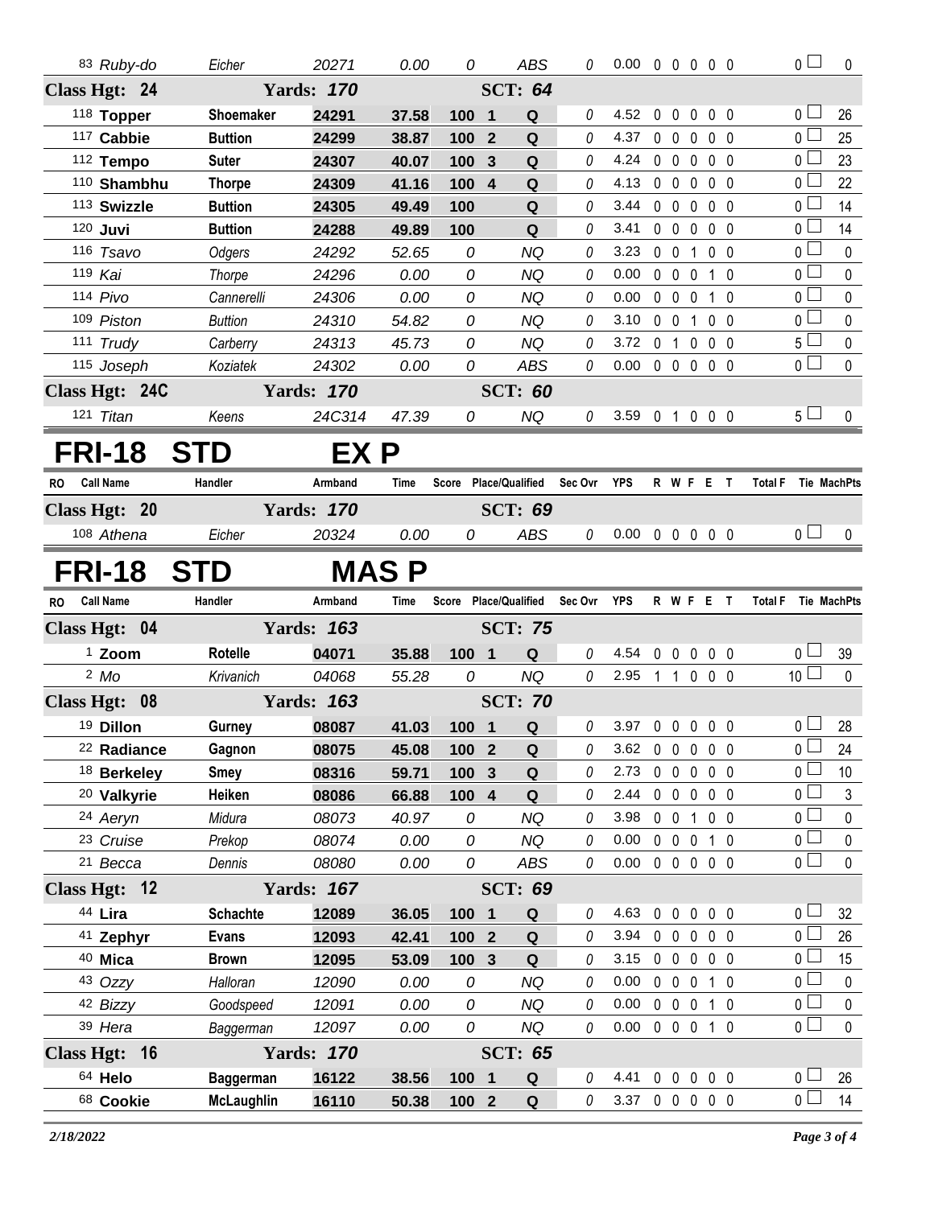| RO | Call Name | Handler | Armband | Time | Score | Place/Qualified | Sec Ovr | YPS | R | W | F | E | T | Total F | Tie MachPts |
|---|---|---|---|---|---|---|---|---|---|---|---|---|---|---|---|
| 83 | Ruby-do | Eicher | 20271 | 0.00 | 0 | ABS | 0 | 0.00 | 0 | 0 | 0 | 0 | 0 | 0 | 0 |
| **Class Hgt: 24** | | **Yards: 170** | | | | **SCT: 64** | | | | | | | | | |
| 118 | **Topper** | **Shoemaker** | **24291** | **37.58** | **100** | **1 Q** | 0 | 4.52 | 0 | 0 | 0 | 0 | 0 | 0 | 26 |
| 117 | **Cabbie** | **Buttion** | **24299** | **38.87** | **100** | **2 Q** | 0 | 4.37 | 0 | 0 | 0 | 0 | 0 | 0 | 25 |
| 112 | **Tempo** | **Suter** | **24307** | **40.07** | **100** | **3 Q** | 0 | 4.24 | 0 | 0 | 0 | 0 | 0 | 0 | 23 |
| 110 | **Shambhu** | **Thorpe** | **24309** | **41.16** | **100** | **4 Q** | 0 | 4.13 | 0 | 0 | 0 | 0 | 0 | 0 | 22 |
| 113 | **Swizzle** | **Buttion** | **24305** | **49.49** | **100** | **Q** | 0 | 3.44 | 0 | 0 | 0 | 0 | 0 | 0 | 14 |
| 120 | **Juvi** | **Buttion** | **24288** | **49.89** | **100** | **Q** | 0 | 3.41 | 0 | 0 | 0 | 0 | 0 | 0 | 14 |
| 116 | Tsavo | Odgers | 24292 | 52.65 | 0 | NQ | 0 | 3.23 | 0 | 0 | 1 | 0 | 0 | 0 | 0 |
| 119 | Kai | Thorpe | 24296 | 0.00 | 0 | NQ | 0 | 0.00 | 0 | 0 | 0 | 1 | 0 | 0 | 0 |
| 114 | Pivo | Cannerelli | 24306 | 0.00 | 0 | NQ | 0 | 0.00 | 0 | 0 | 0 | 1 | 0 | 0 | 0 |
| 109 | Piston | Buttion | 24310 | 54.82 | 0 | NQ | 0 | 3.10 | 0 | 0 | 1 | 0 | 0 | 0 | 0 |
| 111 | Trudy | Carberry | 24313 | 45.73 | 0 | NQ | 0 | 3.72 | 0 | 1 | 0 | 0 | 0 | 5 | 0 |
| 115 | Joseph | Koziatek | 24302 | 0.00 | 0 | ABS | 0 | 0.00 | 0 | 0 | 0 | 0 | 0 | 0 | 0 |
| **Class Hgt: 24C** | | **Yards: 170** | | | | **SCT: 60** | | | | | | | | | |
| 121 | Titan | Keens | 24C314 | 47.39 | 0 | NQ | 0 | 3.59 | 0 | 1 | 0 | 0 | 0 | 5 | 0 |

# FRI-18 STD EX P

| RO | Call Name | Handler | Armband | Time | Score | Place/Qualified | Sec Ovr | YPS | R | W | F | E | T | Total F | Tie MachPts |
|---|---|---|---|---|---|---|---|---|---|---|---|---|---|---|---|
| **Class Hgt: 20** | | **Yards: 170** | | | | **SCT: 69** | | | | | | | | | |
| 108 | Athena | Eicher | 20324 | 0.00 | 0 | ABS | 0 | 0.00 | 0 | 0 | 0 | 0 | 0 | 0 | 0 |

# FRI-18 STD MAS P

| RO | Call Name | Handler | Armband | Time | Score | Place/Qualified | Sec Ovr | YPS | R | W | F | E | T | Total F | Tie MachPts |
|---|---|---|---|---|---|---|---|---|---|---|---|---|---|---|---|
| **Class Hgt: 04** | | **Yards: 163** | | | | **SCT: 75** | | | | | | | | | |
| 1 | **Zoom** | **Rotelle** | **04071** | **35.88** | **100** | **1 Q** | 0 | 4.54 | 0 | 0 | 0 | 0 | 0 | 0 | 39 |
| 2 | Mo | Krivanich | 04068 | 55.28 | 0 | NQ | 0 | 2.95 | 1 | 1 | 0 | 0 | 0 | 10 | 0 |
| **Class Hgt: 08** | | **Yards: 163** | | | | **SCT: 70** | | | | | | | | | |
| 19 | **Dillon** | **Gurney** | **08087** | **41.03** | **100** | **1 Q** | 0 | 3.97 | 0 | 0 | 0 | 0 | 0 | 0 | 28 |
| 22 | **Radiance** | **Gagnon** | **08075** | **45.08** | **100** | **2 Q** | 0 | 3.62 | 0 | 0 | 0 | 0 | 0 | 0 | 24 |
| 18 | **Berkeley** | **Smey** | **08316** | **59.71** | **100** | **3 Q** | 0 | 2.73 | 0 | 0 | 0 | 0 | 0 | 0 | 10 |
| 20 | **Valkyrie** | **Heiken** | **08086** | **66.88** | **100** | **4 Q** | 0 | 2.44 | 0 | 0 | 0 | 0 | 0 | 0 | 3 |
| 24 | Aeryn | Midura | 08073 | 40.97 | 0 | NQ | 0 | 3.98 | 0 | 0 | 1 | 0 | 0 | 0 | 0 |
| 23 | Cruise | Prekop | 08074 | 0.00 | 0 | NQ | 0 | 0.00 | 0 | 0 | 0 | 1 | 0 | 0 | 0 |
| 21 | Becca | Dennis | 08080 | 0.00 | 0 | ABS | 0 | 0.00 | 0 | 0 | 0 | 0 | 0 | 0 | 0 |
| **Class Hgt: 12** | | **Yards: 167** | | | | **SCT: 69** | | | | | | | | | |
| 44 | **Lira** | **Schachte** | **12089** | **36.05** | **100** | **1 Q** | 0 | 4.63 | 0 | 0 | 0 | 0 | 0 | 0 | 32 |
| 41 | **Zephyr** | **Evans** | **12093** | **42.41** | **100** | **2 Q** | 0 | 3.94 | 0 | 0 | 0 | 0 | 0 | 0 | 26 |
| 40 | **Mica** | **Brown** | **12095** | **53.09** | **100** | **3 Q** | 0 | 3.15 | 0 | 0 | 0 | 0 | 0 | 0 | 15 |
| 43 | Ozzy | Halloran | 12090 | 0.00 | 0 | NQ | 0 | 0.00 | 0 | 0 | 0 | 1 | 0 | 0 | 0 |
| 42 | Bizzy | Goodspeed | 12091 | 0.00 | 0 | NQ | 0 | 0.00 | 0 | 0 | 0 | 1 | 0 | 0 | 0 |
| 39 | Hera | Baggerman | 12097 | 0.00 | 0 | NQ | 0 | 0.00 | 0 | 0 | 0 | 1 | 0 | 0 | 0 |
| **Class Hgt: 16** | | **Yards: 170** | | | | **SCT: 65** | | | | | | | | | |
| 64 | **Helo** | **Baggerman** | **16122** | **38.56** | **100** | **1 Q** | 0 | 4.41 | 0 | 0 | 0 | 0 | 0 | 0 | 26 |
| 68 | **Cookie** | **McLaughlin** | **16110** | **50.38** | **100** | **2 Q** | 0 | 3.37 | 0 | 0 | 0 | 0 | 0 | 0 | 14 |

2/18/2022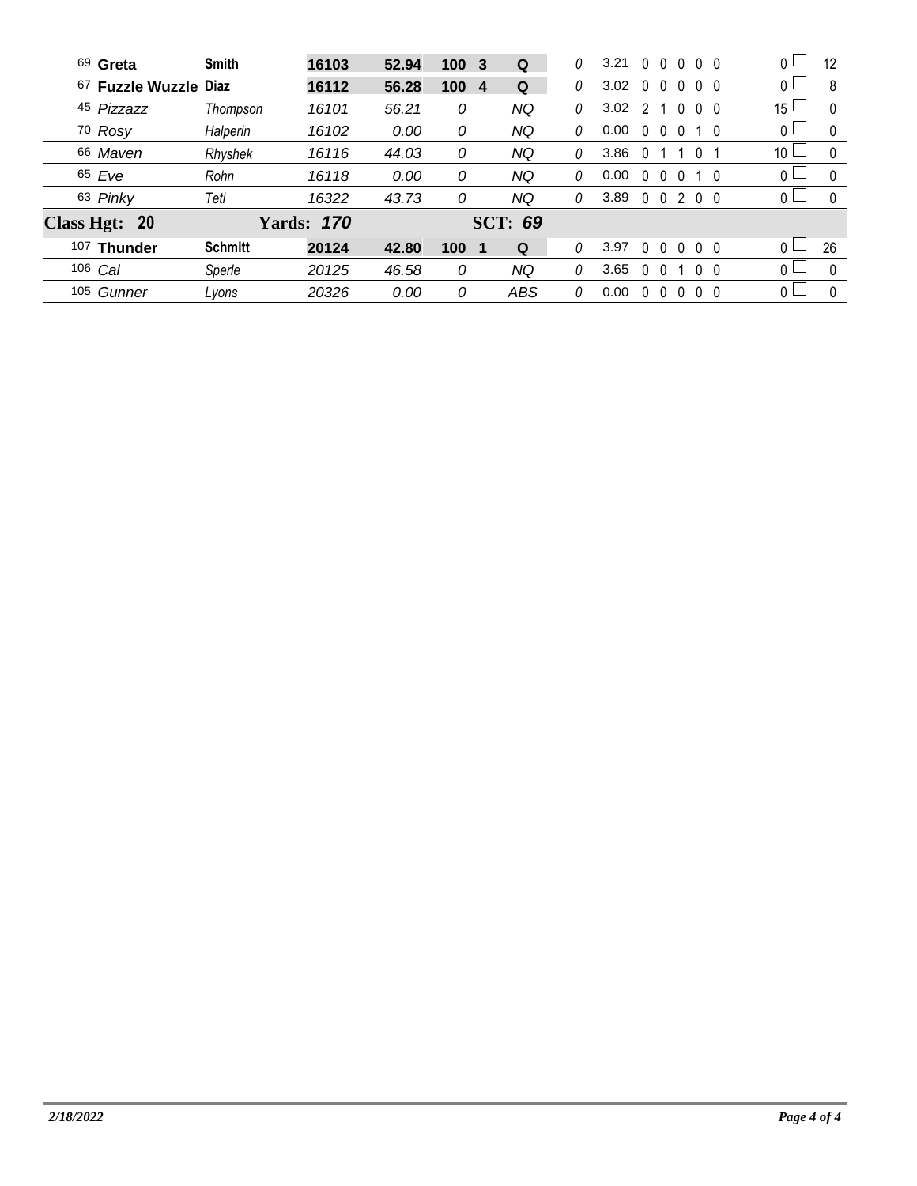| | | | | | | | | | | | | | | | | | |
|---|---|---|---|---|---|---|---|---|---|---|---|---|---|---|---|---|---|
| 69 | **Greta** | **Smith** | **16103** | **52.94** | **100** | **3** | **Q** | 0 | 3.21 | 0 | 0 | 0 | 0 | 0 | 0 | ☐ | 12 |
| 67 | **Fuzzle Wuzzle** | **Diaz** | **16112** | **56.28** | **100** | **4** | **Q** | 0 | 3.02 | 0 | 0 | 0 | 0 | 0 | 0 | ☐ | 8 |
| 45 | *Pizzazz* | *Thompson* | *16101* | *56.21* | *0* | | *NQ* | 0 | 3.02 | 2 | 1 | 0 | 0 | 0 | 15 | ☐ | 0 |
| 70 | *Rosy* | *Halperin* | *16102* | *0.00* | *0* | | *NQ* | 0 | 0.00 | 0 | 0 | 0 | 1 | 0 | 0 | ☐ | 0 |
| 66 | *Maven* | *Rhyshek* | *16116* | *44.03* | *0* | | *NQ* | 0 | 3.86 | 0 | 1 | 1 | 0 | 1 | 10 | ☐ | 0 |
| 65 | *Eve* | *Rohn* | *16118* | *0.00* | *0* | | *NQ* | 0 | 0.00 | 0 | 0 | 0 | 1 | 0 | 0 | ☐ | 0 |
| 63 | *Pinky* | *Teti* | *16322* | *43.73* | *0* | | *NQ* | 0 | 3.89 | 0 | 0 | 2 | 0 | 0 | 0 | ☐ | 0 |
| **Class Hgt: 20** | | **Yards: *170*** | | | | **SCT: *69*** | | | | | | | | | | | |
| 107 | **Thunder** | **Schmitt** | **20124** | **42.80** | **100** | **1** | **Q** | 0 | 3.97 | 0 | 0 | 0 | 0 | 0 | 0 | ☐ | 26 |
| 106 | *Cal* | *Sperle* | *20125* | *46.58* | *0* | | *NQ* | 0 | 3.65 | 0 | 0 | 1 | 0 | 0 | 0 | ☐ | 0 |
| 105 | *Gunner* | *Lyons* | *20326* | *0.00* | *0* | | *ABS* | 0 | 0.00 | 0 | 0 | 0 | 0 | 0 | 0 | ☐ | 0 |

*2/18/2022*